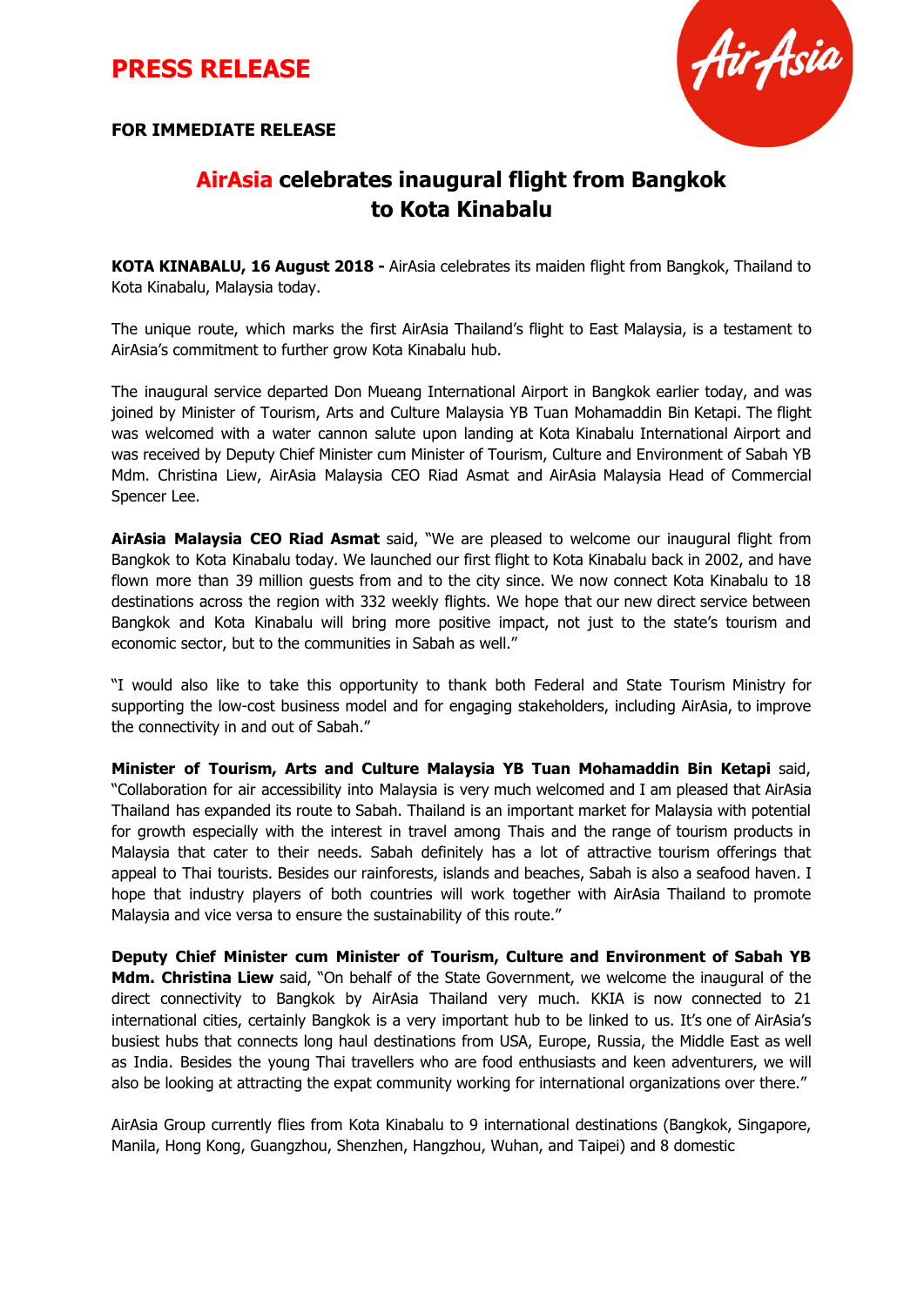# PRESS RELEASE

**FOR IMMEDIATE RELEASE**

## AirAsia celebrates inaugural flight from Bangkok to Kota Kinabalu

**KOTA KINABALU, 16 August 2018 -** AirAsia celebrates its maiden flight from Bangkok, Thailand to Kota Kinabalu, Malaysia today.

The unique route, which marks the first AirAsia Thailand's flight to East Malaysia, is a testament to AirAsia's commitment to further grow Kota Kinabalu hub.

The inaugural service departed Don Mueang International Airport in Bangkok earlier today, and was joined by Minister of Tourism, Arts and Culture Malaysia YB Tuan Mohamaddin Bin Ketapi. The flight was welcomed with a water cannon salute upon landing at Kota Kinabalu International Airport and was received by Deputy Chief Minister cum Minister of Tourism, Culture and Environment of Sabah YB Mdm. Christina Liew, AirAsia Malaysia CEO Riad Asmat and AirAsia Malaysia Head of Commercial Spencer Lee.

**AirAsia Malaysia CEO Riad Asmat** said, "We are pleased to welcome our inaugural flight from Bangkok to Kota Kinabalu today. We launched our first flight to Kota Kinabalu back in 2002, and have flown more than 39 million guests from and to the city since. We now connect Kota Kinabalu to 18 destinations across the region with 332 weekly flights. We hope that our new direct service between Bangkok and Kota Kinabalu will bring more positive impact, not just to the state's tourism and economic sector, but to the communities in Sabah as well."

"I would also like to take this opportunity to thank both Federal and State Tourism Ministry for supporting the low-cost business model and for engaging stakeholders, including AirAsia, to improve the connectivity in and out of Sabah."

**Minister of Tourism, Arts and Culture Malaysia YB Tuan Mohamaddin Bin Ketapi** said, "Collaboration for air accessibility into Malaysia is very much welcomed and I am pleased that AirAsia Thailand has expanded its route to Sabah. Thailand is an important market for Malaysia with potential for growth especially with the interest in travel among Thais and the range of tourism products in Malaysia that cater to their needs. Sabah definitely has a lot of attractive tourism offerings that appeal to Thai tourists. Besides our rainforests, islands and beaches, Sabah is also a seafood haven. I hope that industry players of both countries will work together with AirAsia Thailand to promote Malaysia and vice versa to ensure the sustainability of this route."

**Deputy Chief Minister cum Minister of Tourism, Culture and Environment of Sabah YB Mdm. Christina Liew** said, "On behalf of the State Government, we welcome the inaugural of the direct connectivity to Bangkok by AirAsia Thailand very much. KKIA is now connected to 21 international cities, certainly Bangkok is a very important hub to be linked to us. It's one of AirAsia's busiest hubs that connects long haul destinations from USA, Europe, Russia, the Middle East as well as India. Besides the young Thai travellers who are food enthusiasts and keen adventurers, we will also be looking at attracting the expat community working for international organizations over there."

AirAsia Group currently flies from Kota Kinabalu to 9 international destinations (Bangkok, Singapore, Manila, Hong Kong, Guangzhou, Shenzhen, Hangzhou, Wuhan, and Taipei) and 8 domestic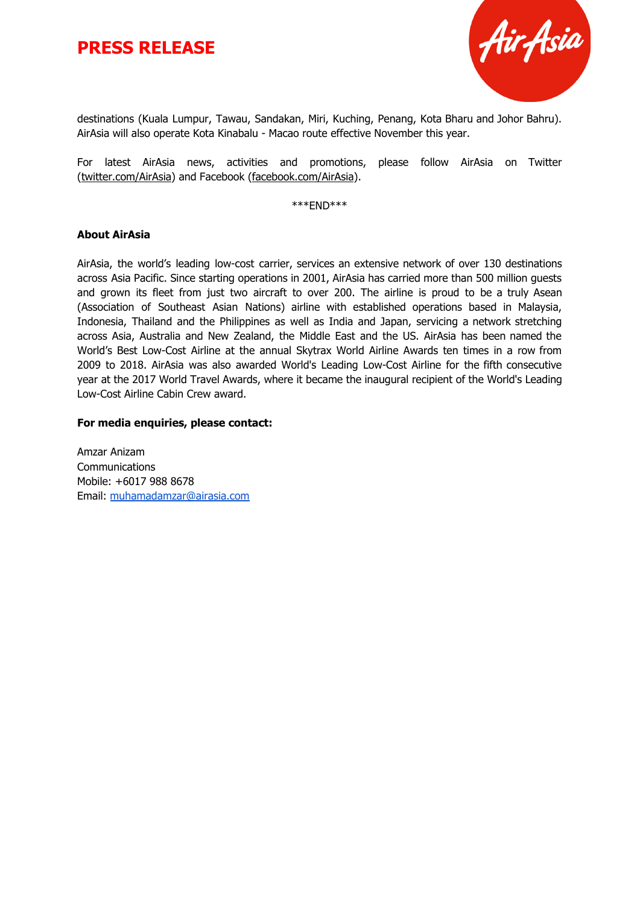destinations (Kuala Lumpur, Tawau, Sandakan, Miri, Kuching, Penang, Kota Bharu and Johor Bahru). AirAsia will also operate Kota Kinabalu - Macao route effective November this year.

For latest AirAsia news, activities and promotions, please follow AirAsia on Twitter (twitter.com/AirAsia) and Facebook (facebook.com/AirAsia).

***END***

**About AirAsia**

AirAsia, the world's leading low-cost carrier, services an extensive network of over 130 destinations across Asia Pacific. Since starting operations in 2001, AirAsia has carried more than 500 million guests and grown its fleet from just two aircraft to over 200. The airline is proud to be a truly Asean (Association of Southeast Asian Nations) airline with established operations based in Malaysia, Indonesia, Thailand and the Philippines as well as India and Japan, servicing a network stretching across Asia, Australia and New Zealand, the Middle East and the US. AirAsia has been named the World's Best Low-Cost Airline at the annual Skytrax World Airline Awards ten times in a row from 2009 to 2018. AirAsia was also awarded World's Leading Low-Cost Airline for the fifth consecutive year at the 2017 World Travel Awards, where it became the inaugural recipient of the World's Leading Low-Cost Airline Cabin Crew award.

**For media enquiries, please contact:**

Amzar Anizam
Communications
Mobile: +6017 988 8678
Email: muhamadamzar@airasia.com